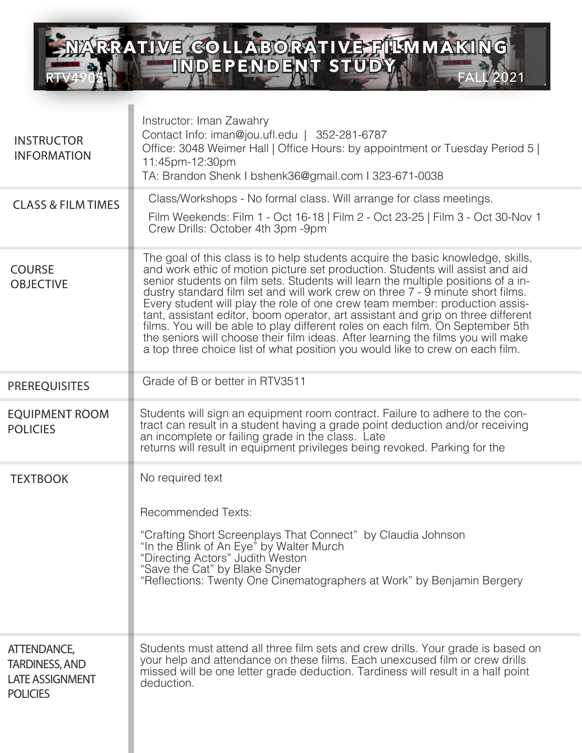# NARRATIVE COLLABORATIVE FILMMAKING INDEPENDENT STUDY

RTV4905 | FALL 2021

| | |
|---|---|
| INSTRUCTOR INFORMATION | Instructor: Iman Zawahry<br>Contact Info: iman@jou.ufl.edu \| 352-281-6787<br>Office: 3048 Weimer Hall \| Office Hours: by appointment or Tuesday Period 5 \| 11:45pm-12:30pm<br>TA: Brandon Shenk I bshenk36@gmail.com I 323-671-0038 |
| CLASS & FILM TIMES | Class/Workshops - No formal class. Will arrange for class meetings.<br>Film Weekends: Film 1 - Oct 16-18 \| Film 2 - Oct 23-25 \| Film 3 - Oct 30-Nov 1<br>Crew Drills: October 4th 3pm -9pm |
| COURSE OBJECTIVE | The goal of this class is to help students acquire the basic knowledge, skills, and work ethic of motion picture set production. Students will assist and aid senior students on film sets. Students will learn the multiple positions of a industry standard film set and will work crew on three 7 - 9 minute short films. Every student will play the role of one crew team member: production assistant, assistant editor, boom operator, art assistant and grip on three different films. You will be able to play different roles on each film. On September 5th the seniors will choose their film ideas. After learning the films you will make a top three choice list of what position you would like to crew on each film. |
| PREREQUISITES | Grade of B or better in RTV3511 |
| EQUIPMENT ROOM POLICIES | Students will sign an equipment room contract. Failure to adhere to the contract can result in a student having a grade point deduction and/or receiving an incomplete or failing grade in the class. Late returns will result in equipment privileges being revoked. Parking for the |
| TEXTBOOK | No required text<br><br>Recommended Texts:<br><br>"Crafting Short Screenplays That Connect" by Claudia Johnson<br>"In the Blink of An Eye" by Walter Murch<br>"Directing Actors" Judith Weston<br>"Save the Cat" by Blake Snyder<br>"Reflections: Twenty One Cinematographers at Work" by Benjamin Bergery |
| ATTENDANCE, TARDINESS, AND LATE ASSIGNMENT POLICIES | Students must attend all three film sets and crew drills. Your grade is based on your help and attendance on these films. Each unexcused film or crew drills missed will be one letter grade deduction. Tardiness will result in a half point deduction. |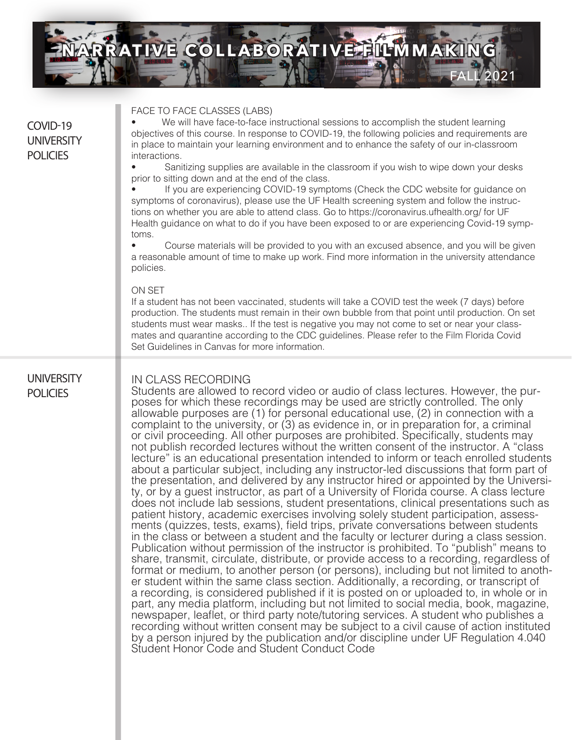# NARRATIVE COLLABORATIVE FILMMAKING

FALL 2021

## COVID-19 UNIVERSITY POLICIES

FACE TO FACE CLASSES (LABS)

- We will have face-to-face instructional sessions to accomplish the student learning objectives of this course. In response to COVID-19, the following policies and requirements are in place to maintain your learning environment and to enhance the safety of our in-classroom interactions.
- Sanitizing supplies are available in the classroom if you wish to wipe down your desks prior to sitting down and at the end of the class.
- If you are experiencing COVID-19 symptoms (Check the CDC website for guidance on symptoms of coronavirus), please use the UF Health screening system and follow the instructions on whether you are able to attend class. Go to https://coronavirus.ufhealth.org/ for UF Health guidance on what to do if you have been exposed to or are experiencing Covid-19 symptoms.
- Course materials will be provided to you with an excused absence, and you will be given a reasonable amount of time to make up work. Find more information in the university attendance policies.

ON SET

If a student has not been vaccinated, students will take a COVID test the week (7 days) before production. The students must remain in their own bubble from that point until production. On set students must wear masks.. If the test is negative you may not come to set or near your classmates and quarantine according to the CDC guidelines. Please refer to the Film Florida Covid Set Guidelines in Canvas for more information.

## UNIVERSITY POLICIES

IN CLASS RECORDING

Students are allowed to record video or audio of class lectures. However, the purposes for which these recordings may be used are strictly controlled. The only allowable purposes are (1) for personal educational use, (2) in connection with a complaint to the university, or (3) as evidence in, or in preparation for, a criminal or civil proceeding. All other purposes are prohibited. Specifically, students may not publish recorded lectures without the written consent of the instructor. A "class lecture" is an educational presentation intended to inform or teach enrolled students about a particular subject, including any instructor-led discussions that form part of the presentation, and delivered by any instructor hired or appointed by the University, or by a guest instructor, as part of a University of Florida course. A class lecture does not include lab sessions, student presentations, clinical presentations such as patient history, academic exercises involving solely student participation, assessments (quizzes, tests, exams), field trips, private conversations between students in the class or between a student and the faculty or lecturer during a class session. Publication without permission of the instructor is prohibited. To "publish" means to share, transmit, circulate, distribute, or provide access to a recording, regardless of format or medium, to another person (or persons), including but not limited to another student within the same class section. Additionally, a recording, or transcript of a recording, is considered published if it is posted on or uploaded to, in whole or in part, any media platform, including but not limited to social media, book, magazine, newspaper, leaflet, or third party note/tutoring services. A student who publishes a recording without written consent may be subject to a civil cause of action instituted by a person injured by the publication and/or discipline under UF Regulation 4.040 Student Honor Code and Student Conduct Code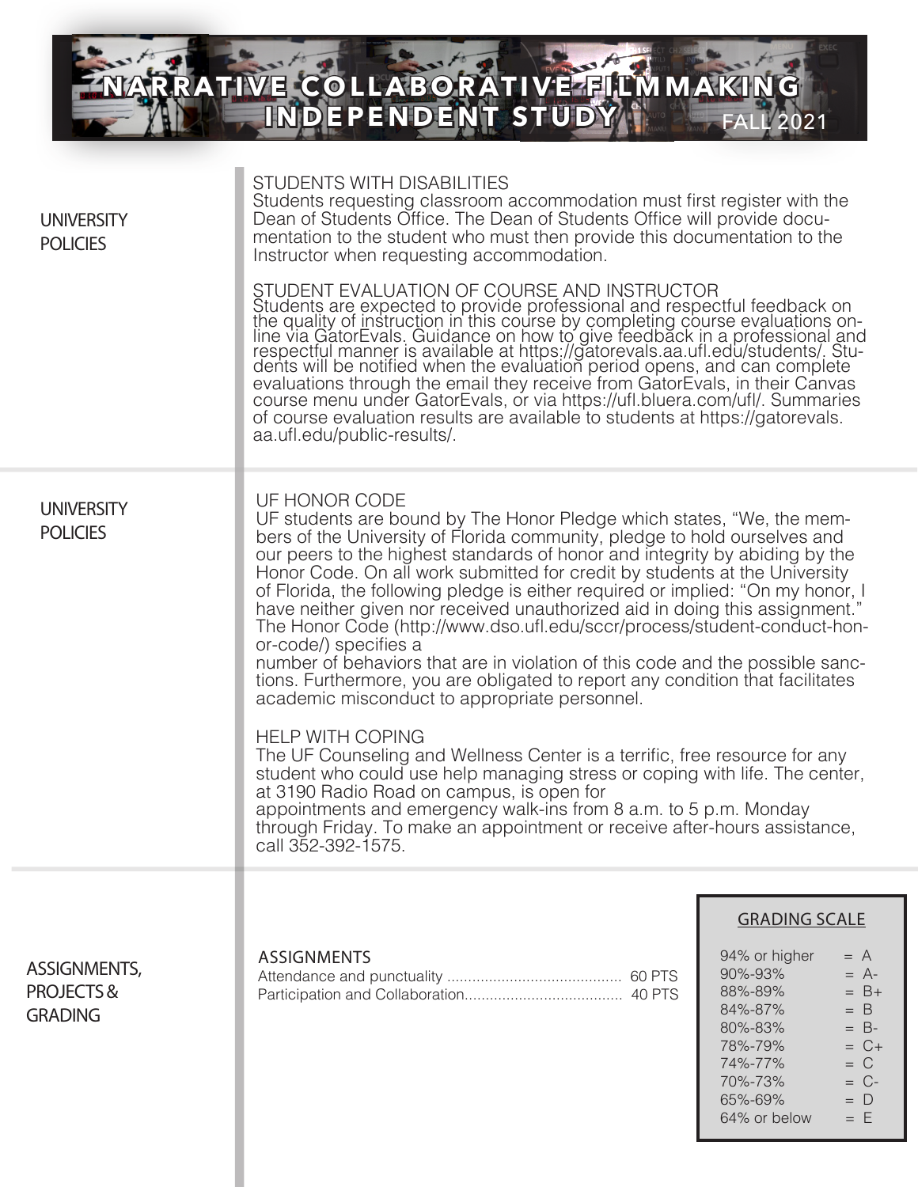# NARRATIVE COLLABORATIVE FILMMAKING INDEPENDENT STUDY

FALL 2021

## UNIVERSITY POLICIES

### STUDENTS WITH DISABILITIES

Students requesting classroom accommodation must first register with the Dean of Students Office. The Dean of Students Office will provide documentation to the student who must then provide this documentation to the Instructor when requesting accommodation.

### STUDENT EVALUATION OF COURSE AND INSTRUCTOR

Students are expected to provide professional and respectful feedback on the quality of instruction in this course by completing course evaluations online via GatorEvals. Guidance on how to give feedback in a professional and respectful manner is available at https://gatorevals.aa.ufl.edu/students/. Students will be notified when the evaluation period opens, and can complete evaluations through the email they receive from GatorEvals, in their Canvas course menu under GatorEvals, or via https://ufl.bluera.com/ufl/. Summaries of course evaluation results are available to students at https://gatorevals.aa.ufl.edu/public-results/.

## UNIVERSITY POLICIES

### UF HONOR CODE

UF students are bound by The Honor Pledge which states, "We, the members of the University of Florida community, pledge to hold ourselves and our peers to the highest standards of honor and integrity by abiding by the Honor Code. On all work submitted for credit by students at the University of Florida, the following pledge is either required or implied: "On my honor, I have neither given nor received unauthorized aid in doing this assignment." The Honor Code (http://www.dso.ufl.edu/sccr/process/student-conduct-honor-code/) specifies a number of behaviors that are in violation of this code and the possible sanctions. Furthermore, you are obligated to report any condition that facilitates academic misconduct to appropriate personnel.

### HELP WITH COPING

The UF Counseling and Wellness Center is a terrific, free resource for any student who could use help managing stress or coping with life. The center, at 3190 Radio Road on campus, is open for appointments and emergency walk-ins from 8 a.m. to 5 p.m. Monday through Friday. To make an appointment or receive after-hours assistance, call 352-392-1575.

## ASSIGNMENTS, PROJECTS & GRADING

### ASSIGNMENTS

| Assignment | Points |
| --- | --- |
| Attendance and punctuality | 60 PTS |
| Participation and Collaboration | 40 PTS |

### GRADING SCALE

| Percentage | Grade |
| --- | --- |
| 94% or higher | A |
| 90%-93% | A- |
| 88%-89% | B+ |
| 84%-87% | B |
| 80%-83% | B- |
| 78%-79% | C+ |
| 74%-77% | C |
| 70%-73% | C- |
| 65%-69% | D |
| 64% or below | E |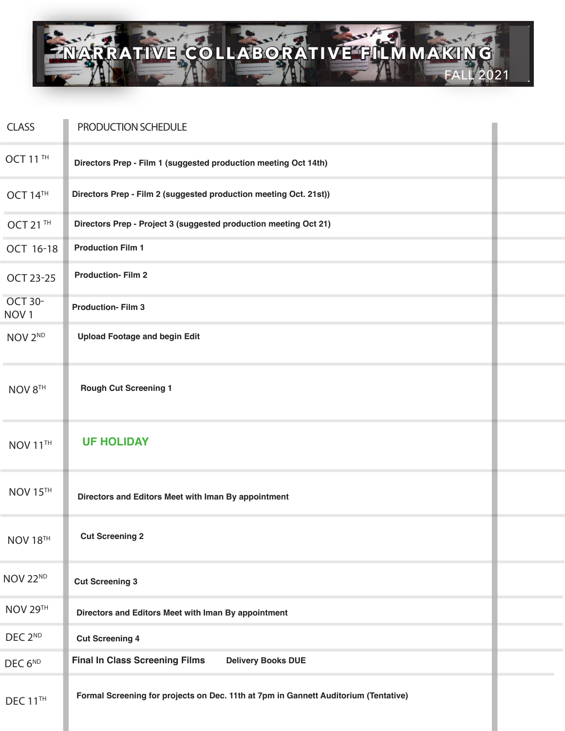# NARRATIVE COLLABORATIVE FILMMAKING

FALL 2021

| CLASS | PRODUCTION SCHEDULE |
| --- | --- |
| OCT 11 TH | **Directors Prep - Film 1 (suggested production meeting Oct 14th)** |
| OCT 14TH | **Directors Prep - Film 2 (suggested production meeting Oct. 21st))** |
| OCT 21 TH | **Directors Prep - Project 3 (suggested production meeting Oct 21)** |
| OCT 16-18 | **Production Film 1** |
| OCT 23-25 | **Production- Film 2** |
| OCT 30-NOV 1 | **Production- Film 3** |
| NOV 2ND | **Upload Footage and begin Edit** |
| NOV 8TH | **Rough Cut Screening 1** |
| NOV 11TH | **UF HOLIDAY** |
| NOV 15TH | **Directors and Editors Meet with Iman By appointment** |
| NOV 18TH | **Cut Screening 2** |
| NOV 22ND | **Cut Screening 3** |
| NOV 29TH | **Directors and Editors Meet with Iman By appointment** |
| DEC 2ND | **Cut Screening 4** |
| DEC 6ND | **Final In Class Screening Films** **Delivery Books DUE** |
| DEC 11TH | **Formal Screening for projects on Dec. 11th at 7pm in Gannett Auditorium (Tentative)** |